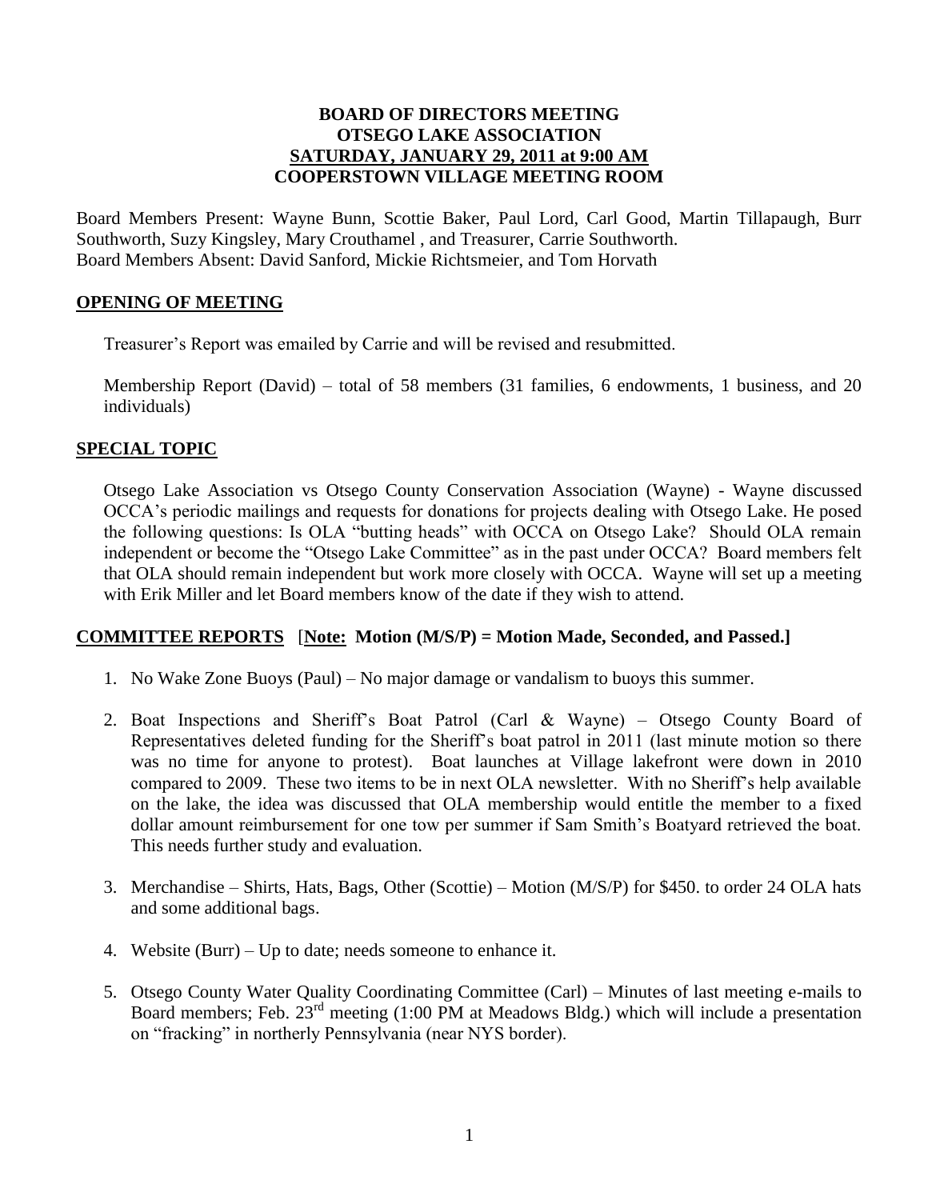# BOARD OF DIRECTORS MEETING
# OTSEGO LAKE ASSOCIATION
# SATURDAY, JANUARY 29, 2011 at 9:00 AM
# COOPERSTOWN VILLAGE MEETING ROOM

Board Members Present: Wayne Bunn, Scottie Baker, Paul Lord, Carl Good, Martin Tillapaugh, Burr Southworth, Suzy Kingsley, Mary Crouthamel , and Treasurer, Carrie Southworth.
Board Members Absent: David Sanford, Mickie Richtsmeier, and Tom Horvath

## OPENING OF MEETING

Treasurer's Report was emailed by Carrie and will be revised and resubmitted.

Membership Report (David) – total of 58 members (31 families, 6 endowments, 1 business, and 20 individuals)

## SPECIAL TOPIC

Otsego Lake Association vs Otsego County Conservation Association (Wayne) - Wayne discussed OCCA's periodic mailings and requests for donations for projects dealing with Otsego Lake. He posed the following questions: Is OLA "butting heads" with OCCA on Otsego Lake? Should OLA remain independent or become the "Otsego Lake Committee" as in the past under OCCA? Board members felt that OLA should remain independent but work more closely with OCCA. Wayne will set up a meeting with Erik Miller and let Board members know of the date if they wish to attend.

## COMMITTEE REPORTS [**Note: Motion (M/S/P) = Motion Made, Seconded, and Passed.**]

1. No Wake Zone Buoys (Paul) – No major damage or vandalism to buoys this summer.

2. Boat Inspections and Sheriff's Boat Patrol (Carl & Wayne) – Otsego County Board of Representatives deleted funding for the Sheriff's boat patrol in 2011 (last minute motion so there was no time for anyone to protest). Boat launches at Village lakefront were down in 2010 compared to 2009. These two items to be in next OLA newsletter. With no Sheriff's help available on the lake, the idea was discussed that OLA membership would entitle the member to a fixed dollar amount reimbursement for one tow per summer if Sam Smith's Boatyard retrieved the boat. This needs further study and evaluation.

3. Merchandise – Shirts, Hats, Bags, Other (Scottie) – Motion (M/S/P) for $450. to order 24 OLA hats and some additional bags.

4. Website (Burr) – Up to date; needs someone to enhance it.

5. Otsego County Water Quality Coordinating Committee (Carl) – Minutes of last meeting e-mails to Board members; Feb. 23rd meeting (1:00 PM at Meadows Bldg.) which will include a presentation on "fracking" in northerly Pennsylvania (near NYS border).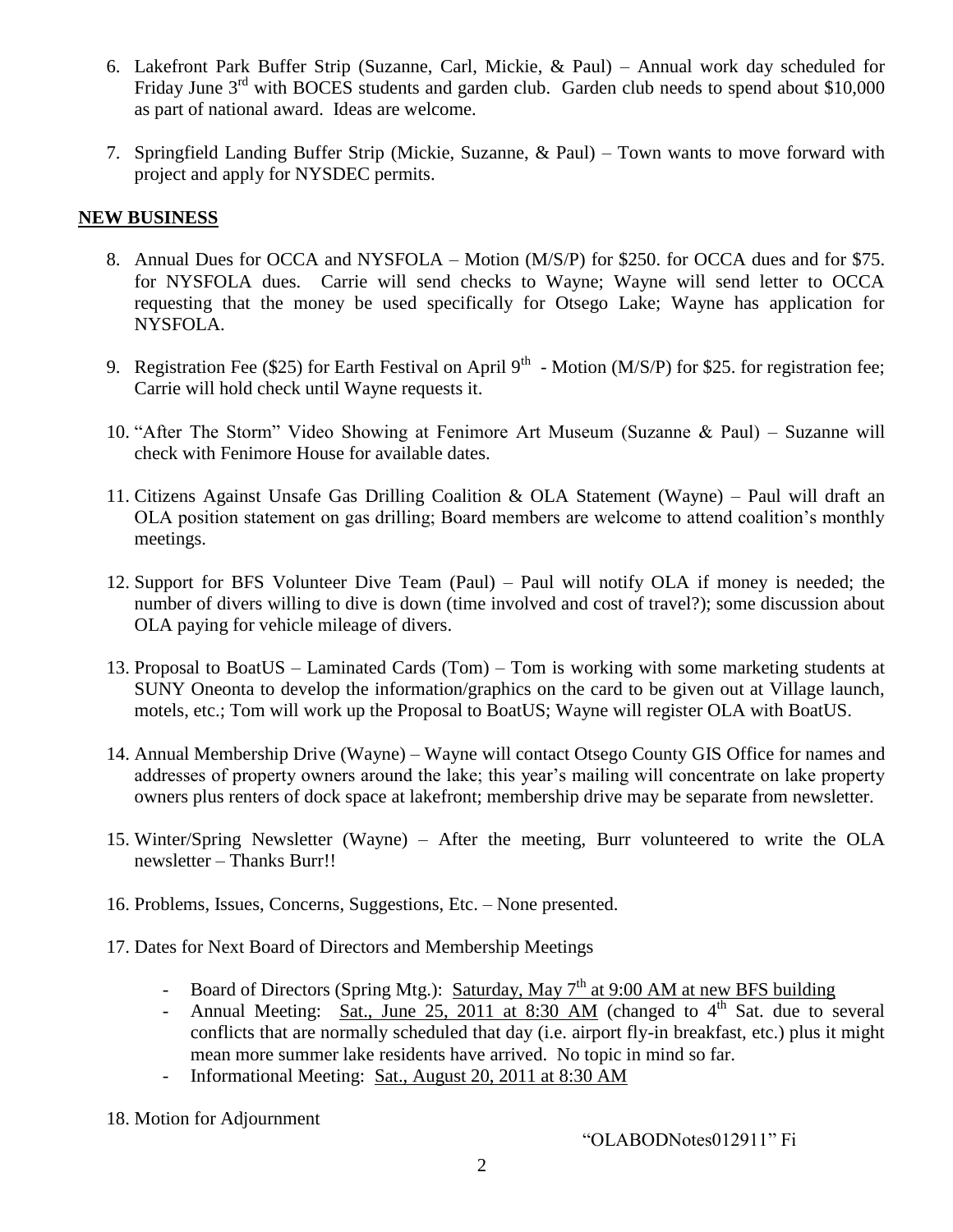6. Lakefront Park Buffer Strip (Suzanne, Carl, Mickie, & Paul) – Annual work day scheduled for Friday June 3rd with BOCES students and garden club. Garden club needs to spend about $10,000 as part of national award. Ideas are welcome.

7. Springfield Landing Buffer Strip (Mickie, Suzanne, & Paul) – Town wants to move forward with project and apply for NYSDEC permits.

## NEW BUSINESS

8. Annual Dues for OCCA and NYSFOLA – Motion (M/S/P) for $250. for OCCA dues and for $75. for NYSFOLA dues. Carrie will send checks to Wayne; Wayne will send letter to OCCA requesting that the money be used specifically for Otsego Lake; Wayne has application for NYSFOLA.

9. Registration Fee ($25) for Earth Festival on April 9th - Motion (M/S/P) for $25. for registration fee; Carrie will hold check until Wayne requests it.

10. "After The Storm" Video Showing at Fenimore Art Museum (Suzanne & Paul) – Suzanne will check with Fenimore House for available dates.

11. Citizens Against Unsafe Gas Drilling Coalition & OLA Statement (Wayne) – Paul will draft an OLA position statement on gas drilling; Board members are welcome to attend coalition's monthly meetings.

12. Support for BFS Volunteer Dive Team (Paul) – Paul will notify OLA if money is needed; the number of divers willing to dive is down (time involved and cost of travel?); some discussion about OLA paying for vehicle mileage of divers.

13. Proposal to BoatUS – Laminated Cards (Tom) – Tom is working with some marketing students at SUNY Oneonta to develop the information/graphics on the card to be given out at Village launch, motels, etc.; Tom will work up the Proposal to BoatUS; Wayne will register OLA with BoatUS.

14. Annual Membership Drive (Wayne) – Wayne will contact Otsego County GIS Office for names and addresses of property owners around the lake; this year's mailing will concentrate on lake property owners plus renters of dock space at lakefront; membership drive may be separate from newsletter.

15. Winter/Spring Newsletter (Wayne) – After the meeting, Burr volunteered to write the OLA newsletter – Thanks Burr!!

16. Problems, Issues, Concerns, Suggestions, Etc. – None presented.

17. Dates for Next Board of Directors and Membership Meetings

   - Board of Directors (Spring Mtg.): Saturday, May 7th at 9:00 AM at new BFS building
   - Annual Meeting: Sat., June 25, 2011 at 8:30 AM (changed to 4th Sat. due to several conflicts that are normally scheduled that day (i.e. airport fly-in breakfast, etc.) plus it might mean more summer lake residents have arrived. No topic in mind so far.
   - Informational Meeting: Sat., August 20, 2011 at 8:30 AM

18. Motion for Adjournment

"OLABODNotes012911" Fi